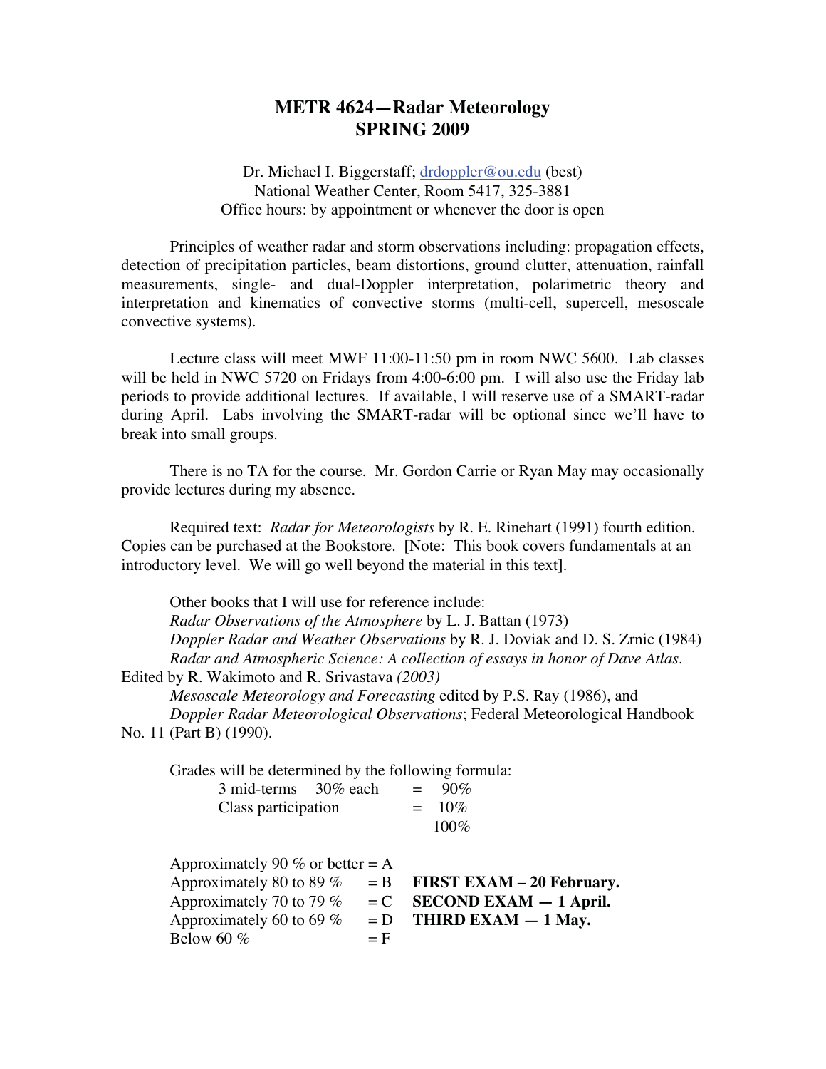# METR 4624—Radar Meteorology
# SPRING 2009

Dr. Michael I. Biggerstaff; drdoppler@ou.edu (best)
National Weather Center, Room 5417, 325-3881
Office hours: by appointment or whenever the door is open

Principles of weather radar and storm observations including: propagation effects, detection of precipitation particles, beam distortions, ground clutter, attenuation, rainfall measurements, single- and dual-Doppler interpretation, polarimetric theory and interpretation and kinematics of convective storms (multi-cell, supercell, mesoscale convective systems).

Lecture class will meet MWF 11:00-11:50 pm in room NWC 5600. Lab classes will be held in NWC 5720 on Fridays from 4:00-6:00 pm. I will also use the Friday lab periods to provide additional lectures. If available, I will reserve use of a SMART-radar during April. Labs involving the SMART-radar will be optional since we'll have to break into small groups.

There is no TA for the course. Mr. Gordon Carrie or Ryan May may occasionally provide lectures during my absence.

Required text: *Radar for Meteorologists* by R. E. Rinehart (1991) fourth edition. Copies can be purchased at the Bookstore. [Note: This book covers fundamentals at an introductory level. We will go well beyond the material in this text].

Other books that I will use for reference include:
*Radar Observations of the Atmosphere* by L. J. Battan (1973)
*Doppler Radar and Weather Observations* by R. J. Doviak and D. S. Zrnic (1984)
*Radar and Atmospheric Science: A collection of essays in honor of Dave Atlas*. Edited by R. Wakimoto and R. Srivastava *(2003)*
*Mesoscale Meteorology and Forecasting* edited by P.S. Ray (1986), and
*Doppler Radar Meteorological Observations*; Federal Meteorological Handbook No. 11 (Part B) (1990).

Grades will be determined by the following formula:

| | | |
|---|---|---|
| 3 mid-terms 30% each | = | 90% |
| Class participation | = | 10% |
| | | 100% |

| | | |
|---|---|---|
| Approximately 90 % or better | = A | |
| Approximately 80 to 89 % | = B | **FIRST EXAM – 20 February.** |
| Approximately 70 to 79 % | = C | **SECOND EXAM — 1 April.** |
| Approximately 60 to 69 % | = D | **THIRD EXAM — 1 May.** |
| Below 60 % | = F | |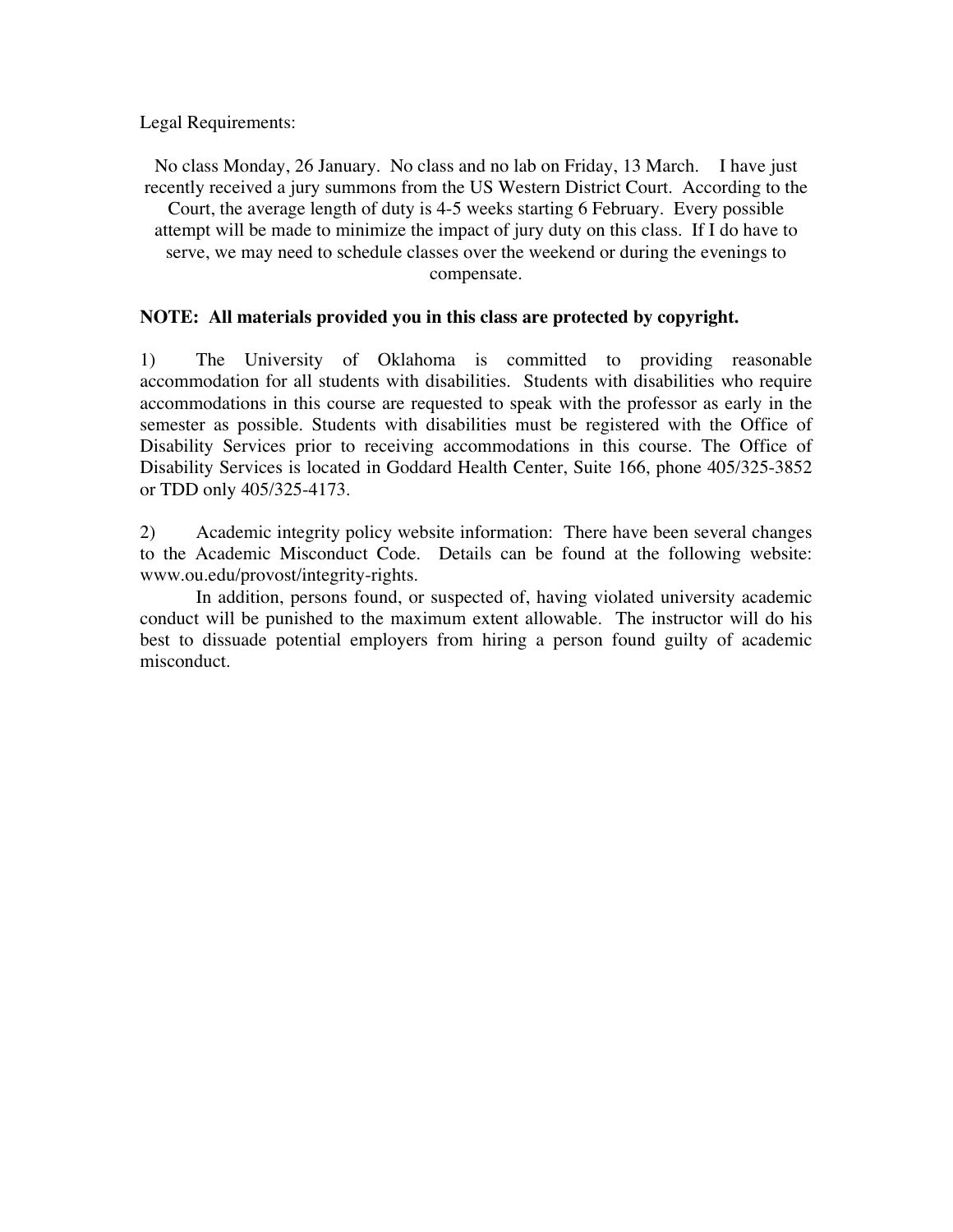Legal Requirements:

No class Monday, 26 January. No class and no lab on Friday, 13 March. I have just recently received a jury summons from the US Western District Court. According to the Court, the average length of duty is 4-5 weeks starting 6 February. Every possible attempt will be made to minimize the impact of jury duty on this class. If I do have to serve, we may need to schedule classes over the weekend or during the evenings to compensate.

**NOTE: All materials provided you in this class are protected by copyright.**

1) The University of Oklahoma is committed to providing reasonable accommodation for all students with disabilities. Students with disabilities who require accommodations in this course are requested to speak with the professor as early in the semester as possible. Students with disabilities must be registered with the Office of Disability Services prior to receiving accommodations in this course. The Office of Disability Services is located in Goddard Health Center, Suite 166, phone 405/325-3852 or TDD only 405/325-4173.

2) Academic integrity policy website information: There have been several changes to the Academic Misconduct Code. Details can be found at the following website: www.ou.edu/provost/integrity-rights.

In addition, persons found, or suspected of, having violated university academic conduct will be punished to the maximum extent allowable. The instructor will do his best to dissuade potential employers from hiring a person found guilty of academic misconduct.